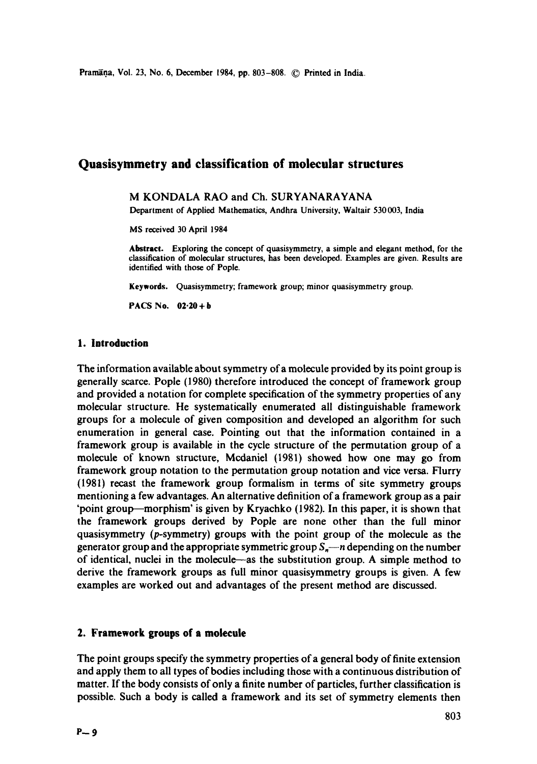# Quasisymmetry and classification of molecular structures

M KONDALA RAO and Ch. SURYANARAYANA

Department of Applied Mathematics, Andhra University, Waltair 530003, India

MS received 30 April 1984

**Abstract.** Exploring the concept of quasisymmetry, a simple and elegant method, for the classification of molecular structures, has been developed. Examples are given. Results are identified with those of Pople.

**Keywords.** Quasisymmetry; framework group; minor quasisymmetry group.

**PACS No. 02·20 + b**

## 1. Introduction

The information available about symmetry of a molecule provided by its point group is generally scarce. Pople (1980) therefore introduced the concept of framework group and provided a notation for complete specification of the symmetry properties of any molecular structure. He systematically enumerated all distinguishable framework groups for a molecule of given composition and developed an algorithm for such enumeration in general case. Pointing out that the information contained in a framework group is available in the cycle structure of the permutation group of a molecule of known structure, Mcdaniel (1981) showed how one may go from framework group notation to the permutation group notation and vice versa. Flurry (1981) recast the framework group formalism in terms of site symmetry groups mentioning a few advantages. An alternative definition of a framework group as a pair 'point group—morphism' is given by Kryachko (1982). In this paper, it is shown that the framework groups derived by Pople are none other than the full minor quasisymmetry ($p$-symmetry) groups with the point group of the molecule as the generator group and the appropriate symmetric group $S_n$—$n$ depending on the number of identical, nuclei in the molecule—as the substitution group. A simple method to derive the framework groups as full minor quasisymmetry groups is given. A few examples are worked out and advantages of the present method are discussed.

## 2. Framework groups of a molecule

The point groups specify the symmetry properties of a general body of finite extension and apply them to all types of bodies including those with a continuous distribution of matter. If the body consists of only a finite number of particles, further classification is possible. Such a body is called a framework and its set of symmetry elements then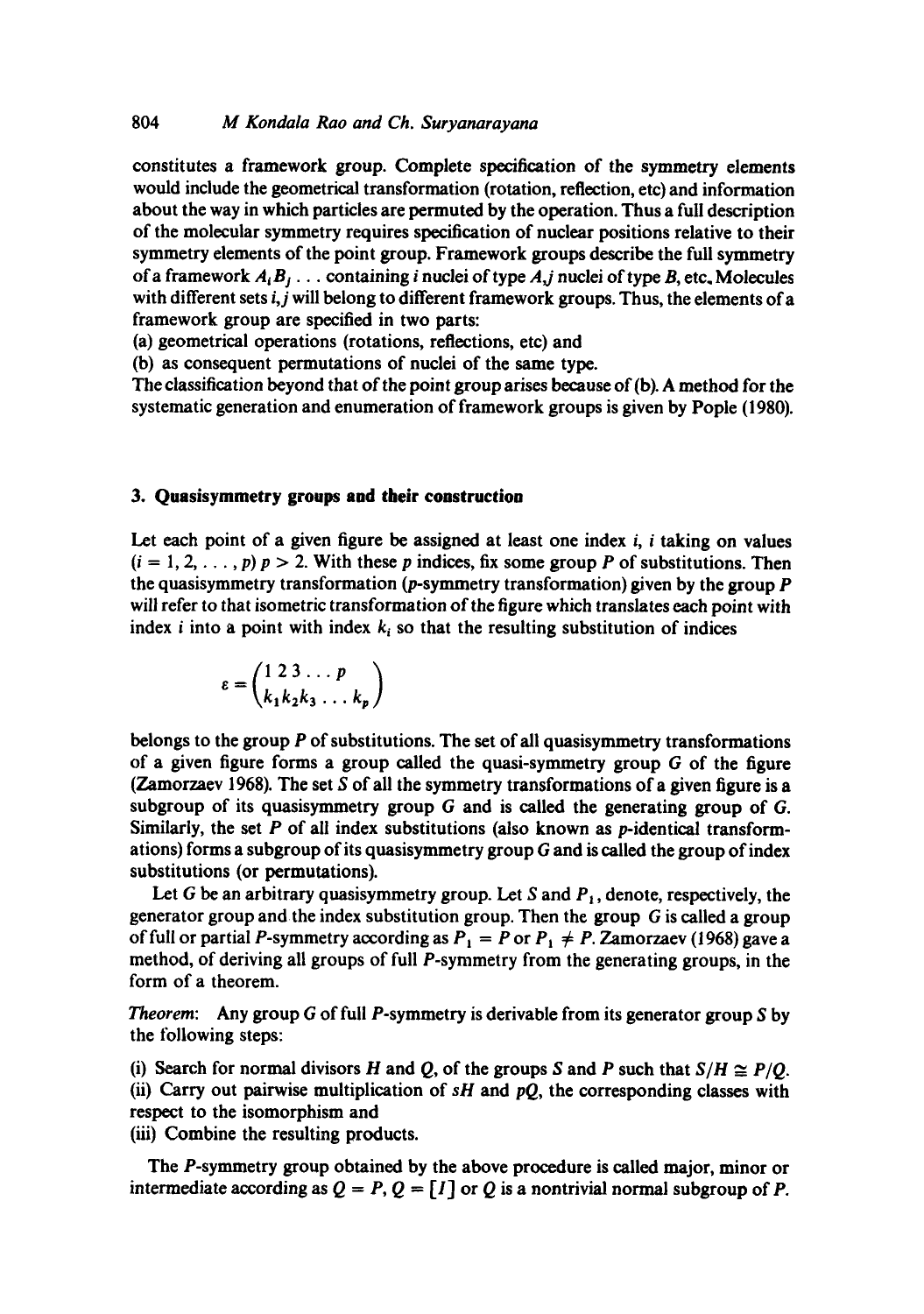constitutes a framework group. Complete specification of the symmetry elements would include the geometrical transformation (rotation, reflection, etc) and information about the way in which particles are permuted by the operation. Thus a full description of the molecular symmetry requires specification of nuclear positions relative to their symmetry elements of the point group. Framework groups describe the full symmetry of a framework $A_i B_j \ldots$ containing $i$ nuclei of type $A$, $j$ nuclei of type $B$, etc. Molecules with different sets $i, j$ will belong to different framework groups. Thus, the elements of a framework group are specified in two parts:

(a) geometrical operations (rotations, reflections, etc) and

(b) as consequent permutations of nuclei of the same type.

The classification beyond that of the point group arises because of (b). A method for the systematic generation and enumeration of framework groups is given by Pople (1980).

## 3. Quasisymmetry groups and their construction

Let each point of a given figure be assigned at least one index $i$, $i$ taking on values $(i = 1, 2, \ldots, p)$ $p > 2$. With these $p$ indices, fix some group $P$ of substitutions. Then the quasisymmetry transformation ($p$-symmetry transformation) given by the group $P$ will refer to that isometric transformation of the figure which translates each point with index $i$ into a point with index $k_i$ so that the resulting substitution of indices

$$\varepsilon = \begin{pmatrix} 1\,2\,3 \ldots p \\ k_1 k_2 k_3 \ldots k_p \end{pmatrix}$$

belongs to the group $P$ of substitutions. The set of all quasisymmetry transformations of a given figure forms a group called the quasi-symmetry group $G$ of the figure (Zamorzaev 1968). The set $S$ of all the symmetry transformations of a given figure is a subgroup of its quasisymmetry group $G$ and is called the generating group of $G$. Similarly, the set $P$ of all index substitutions (also known as $p$-identical transformations) forms a subgroup of its quasisymmetry group $G$ and is called the group of index substitutions (or permutations).

Let $G$ be an arbitrary quasisymmetry group. Let $S$ and $P_1$, denote, respectively, the generator group and the index substitution group. Then the group $G$ is called a group of full or partial $P$-symmetry according as $P_1 = P$ or $P_1 \neq P$. Zamorzaev (1968) gave a method, of deriving all groups of full $P$-symmetry from the generating groups, in the form of a theorem.

*Theorem*: Any group $G$ of full $P$-symmetry is derivable from its generator group $S$ by the following steps:

(i) Search for normal divisors $H$ and $Q$, of the groups $S$ and $P$ such that $S/H \cong P/Q$.

(ii) Carry out pairwise multiplication of $sH$ and $pQ$, the corresponding classes with respect to the isomorphism and

(iii) Combine the resulting products.

The $P$-symmetry group obtained by the above procedure is called major, minor or intermediate according as $Q = P$, $Q = [I]$ or $Q$ is a nontrivial normal subgroup of $P$.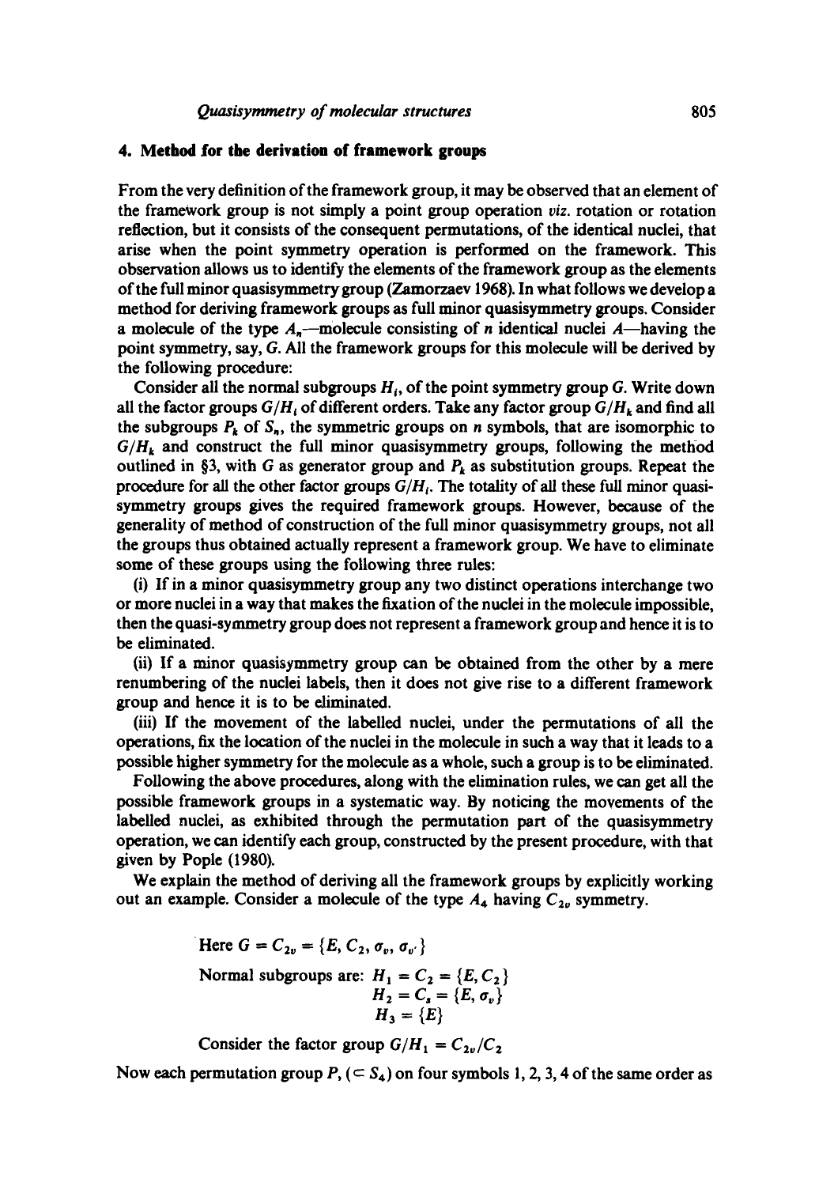## 4. Method for the derivation of framework groups

From the very definition of the framework group, it may be observed that an element of the framework group is not simply a point group operation *viz.* rotation or rotation reflection, but it consists of the consequent permutations, of the identical nuclei, that arise when the point symmetry operation is performed on the framework. This observation allows us to identify the elements of the framework group as the elements of the full minor quasisymmetry group (Zamorzaev 1968). In what follows we develop a method for deriving framework groups as full minor quasisymmetry groups. Consider a molecule of the type $A_n$—molecule consisting of $n$ identical nuclei $A$—having the point symmetry, say, $G$. All the framework groups for this molecule will be derived by the following procedure:

Consider all the normal subgroups $H_i$, of the point symmetry group $G$. Write down all the factor groups $G/H_i$ of different orders. Take any factor group $G/H_k$ and find all the subgroups $P_k$ of $S_n$, the symmetric groups on $n$ symbols, that are isomorphic to $G/H_k$ and construct the full minor quasisymmetry groups, following the method outlined in §3, with $G$ as generator group and $P_k$ as substitution groups. Repeat the procedure for all the other factor groups $G/H_i$. The totality of all these full minor quasisymmetry groups gives the required framework groups. However, because of the generality of method of construction of the full minor quasisymmetry groups, not all the groups thus obtained actually represent a framework group. We have to eliminate some of these groups using the following three rules:

(i) If in a minor quasisymmetry group any two distinct operations interchange two or more nuclei in a way that makes the fixation of the nuclei in the molecule impossible, then the quasi-symmetry group does not represent a framework group and hence it is to be eliminated.

(ii) If a minor quasisymmetry group can be obtained from the other by a mere renumbering of the nuclei labels, then it does not give rise to a different framework group and hence it is to be eliminated.

(iii) If the movement of the labelled nuclei, under the permutations of all the operations, fix the location of the nuclei in the molecule in such a way that it leads to a possible higher symmetry for the molecule as a whole, such a group is to be eliminated.

Following the above procedures, along with the elimination rules, we can get all the possible framework groups in a systematic way. By noticing the movements of the labelled nuclei, as exhibited through the permutation part of the quasisymmetry operation, we can identify each group, constructed by the present procedure, with that given by Pople (1980).

We explain the method of deriving all the framework groups by explicitly working out an example. Consider a molecule of the type $A_4$ having $C_{2v}$ symmetry.

Here $G = C_{2v} = \{E, C_2, \sigma_v, \sigma_{v'}\}$

Normal subgroups are: $H_1 = C_2 = \{E, C_2\}$
$H_2 = C_s = \{E, \sigma_v\}$
$H_3 = \{E\}$

Consider the factor group $G/H_1 = C_{2v}/C_2$

Now each permutation group $P$, ($\subset S_4$) on four symbols 1, 2, 3, 4 of the same order as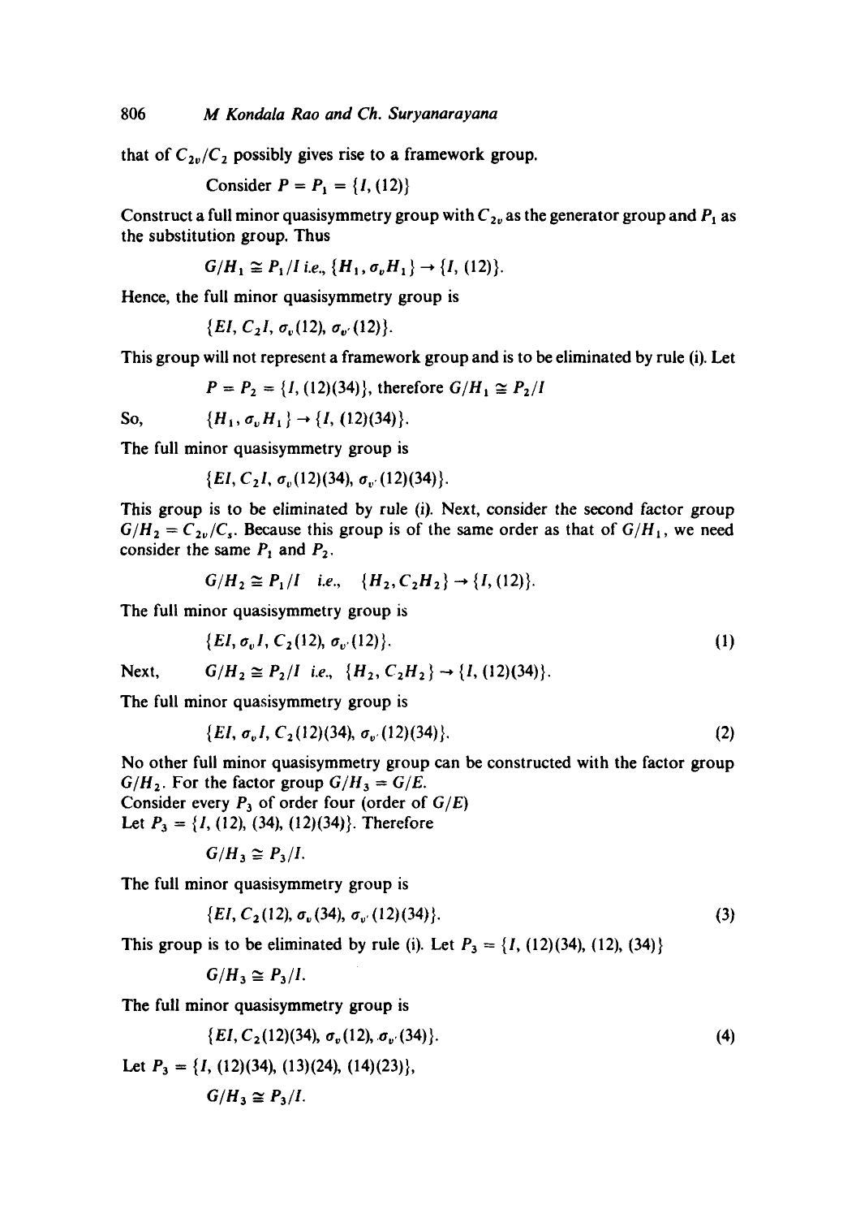that of $C_{2v}/C_2$ possibly gives rise to a framework group.

Consider $P = P_1 = \{I, (12)\}$

Construct a full minor quasisymmetry group with $C_{2v}$ as the generator group and $P_1$ as the substitution group. Thus

$$G/H_1 \cong P_1/I \text{ i.e., } \{H_1, \sigma_v H_1\} \rightarrow \{I, (12)\}.$$

Hence, the full minor quasisymmetry group is

$$\{EI, C_2 I, \sigma_v(12), \sigma_{v'}(12)\}.$$

This group will not represent a framework group and is to be eliminated by rule (i). Let

$$P = P_2 = \{I, (12)(34)\}, \text{ therefore } G/H_1 \cong P_2/I$$

So, $\quad \{H_1, \sigma_v H_1\} \rightarrow \{I, (12)(34)\}.$

The full minor quasisymmetry group is

$$\{EI, C_2 I, \sigma_v(12)(34), \sigma_{v'}(12)(34)\}.$$

This group is to be eliminated by rule (i). Next, consider the second factor group $G/H_2 = C_{2v}/C_s$. Because this group is of the same order as that of $G/H_1$, we need consider the same $P_1$ and $P_2$.

$$G/H_2 \cong P_1/I \quad \text{i.e.,} \quad \{H_2, C_2 H_2\} \rightarrow \{I, (12)\}.$$

The full minor quasisymmetry group is

$$\{EI, \sigma_v I, C_2(12), \sigma_{v'}(12)\}. \tag{1}$$

Next, $\quad G/H_2 \cong P_2/I \quad \text{i.e.,} \quad \{H_2, C_2 H_2\} \rightarrow \{I, (12)(34)\}.$

The full minor quasisymmetry group is

$$\{EI, \sigma_v I, C_2(12)(34), \sigma_{v'}(12)(34)\}. \tag{2}$$

No other full minor quasisymmetry group can be constructed with the factor group $G/H_2$. For the factor group $G/H_3 = G/E$.
Consider every $P_3$ of order four (order of $G/E$)
Let $P_3 = \{I, (12), (34), (12)(34)\}$. Therefore

$$G/H_3 \cong P_3/I.$$

The full minor quasisymmetry group is

$$\{EI, C_2(12), \sigma_v(34), \sigma_{v'}(12)(34)\}. \tag{3}$$

This group is to be eliminated by rule (i). Let $P_3 = \{I, (12)(34), (12), (34)\}$

$$G/H_3 \cong P_3/I.$$

The full minor quasisymmetry group is

$$\{EI, C_2(12)(34), \sigma_v(12), \sigma_{v'}(34)\}. \tag{4}$$

Let $P_3 = \{I, (12)(34), (13)(24), (14)(23)\}$,

$$G/H_3 \cong P_3/I.$$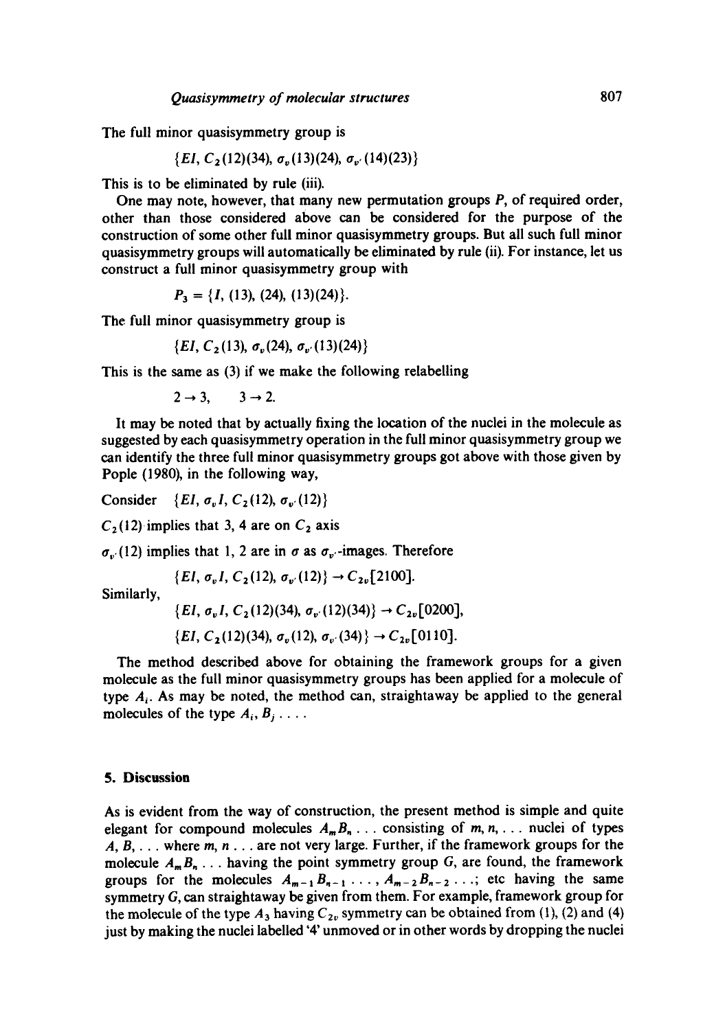The full minor quasisymmetry group is

$$\{EI, C_2(12)(34), \sigma_v(13)(24), \sigma_{v'}(14)(23)\}$$

This is to be eliminated by rule (iii).

One may note, however, that many new permutation groups $P$, of required order, other than those considered above can be considered for the purpose of the construction of some other full minor quasisymmetry groups. But all such full minor quasisymmetry groups will automatically be eliminated by rule (ii). For instance, let us construct a full minor quasisymmetry group with

$$P_3 = \{I, (13), (24), (13)(24)\}.$$

The full minor quasisymmetry group is

$$\{EI, C_2(13), \sigma_v(24), \sigma_{v'}(13)(24)\}$$

This is the same as (3) if we make the following relabelling

$$2 \rightarrow 3, \qquad 3 \rightarrow 2.$$

It may be noted that by actually fixing the location of the nuclei in the molecule as suggested by each quasisymmetry operation in the full minor quasisymmetry group we can identify the three full minor quasisymmetry groups got above with those given by Pople (1980), in the following way,

Consider $\{EI, \sigma_v I, C_2(12), \sigma_{v'}(12)\}$

$C_2(12)$ implies that 3, 4 are on $C_2$ axis

$\sigma_{v'}(12)$ implies that 1, 2 are in $\sigma$ as $\sigma_{v'}$-images. Therefore

$$\{EI, \sigma_v I, C_2(12), \sigma_{v'}(12)\} \rightarrow C_{2v}[2100].$$

Similarly,

$$\{EI, \sigma_v I, C_2(12)(34), \sigma_{v'}(12)(34)\} \rightarrow C_{2v}[0200],$$

$$\{EI, C_2(12)(34), \sigma_v(12), \sigma_{v'}(34)\} \rightarrow C_{2v}[0110].$$

The method described above for obtaining the framework groups for a given molecule as the full minor quasisymmetry groups has been applied for a molecule of type $A_i$. As may be noted, the method can, straightaway be applied to the general molecules of the type $A_i, B_j \ldots$.

## 5. Discussion

As is evident from the way of construction, the present method is simple and quite elegant for compound molecules $A_m B_n \ldots$ consisting of $m, n, \ldots$ nuclei of types $A, B, \ldots$ where $m, n \ldots$ are not very large. Further, if the framework groups for the molecule $A_m B_n \ldots$ having the point symmetry group $G$, are found, the framework groups for the molecules $A_{m-1} B_{n-1} \ldots, A_{m-2} B_{n-2} \ldots$; etc having the same symmetry $G$, can straightaway be given from them. For example, framework group for the molecule of the type $A_3$ having $C_{2v}$ symmetry can be obtained from (1), (2) and (4) just by making the nuclei labelled '4' unmoved or in other words by dropping the nuclei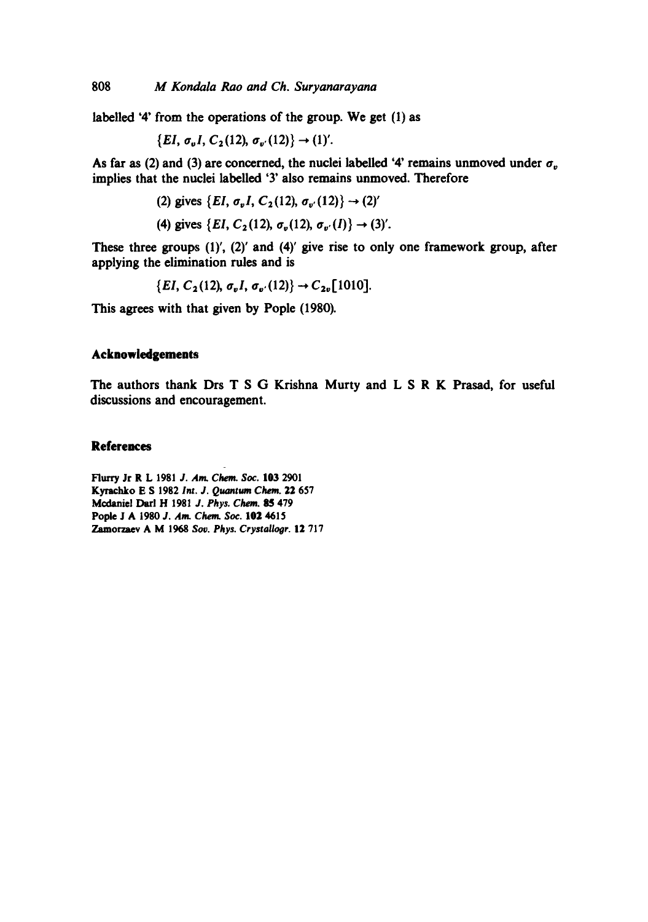labelled '4' from the operations of the group. We get (1) as

$$\{EI, \sigma_v I, C_2(12), \sigma_{v'}(12)\} \rightarrow (1)'.$$

As far as (2) and (3) are concerned, the nuclei labelled '4' remains unmoved under $\sigma_v$ implies that the nuclei labelled '3' also remains unmoved. Therefore

$$(2) \text{ gives } \{EI, \sigma_v I, C_2(12), \sigma_{v'}(12)\} \rightarrow (2)'$$

$$(4) \text{ gives } \{EI, C_2(12), \sigma_v(12), \sigma_{v'}(I)\} \rightarrow (3)'.$$

These three groups (1)', (2)' and (4)' give rise to only one framework group, after applying the elimination rules and is

$$\{EI, C_2(12), \sigma_v I, \sigma_{v'}(12)\} \rightarrow C_{2v}[1010].$$

This agrees with that given by Pople (1980).

## Acknowledgements

The authors thank Drs T S G Krishna Murty and L S R K Prasad, for useful discussions and encouragement.

## References

Flurry Jr R L 1981 *J. Am. Chem. Soc.* **103** 2901

Kyrachko E S 1982 *Int. J. Quantum Chem.* **22** 657

Mcdaniel Darl H 1981 *J. Phys. Chem.* **85** 479

Pople J A 1980 *J. Am. Chem. Soc.* **102** 4615

Zamorzaev A M 1968 *Sov. Phys. Crystallogr.* **12** 717